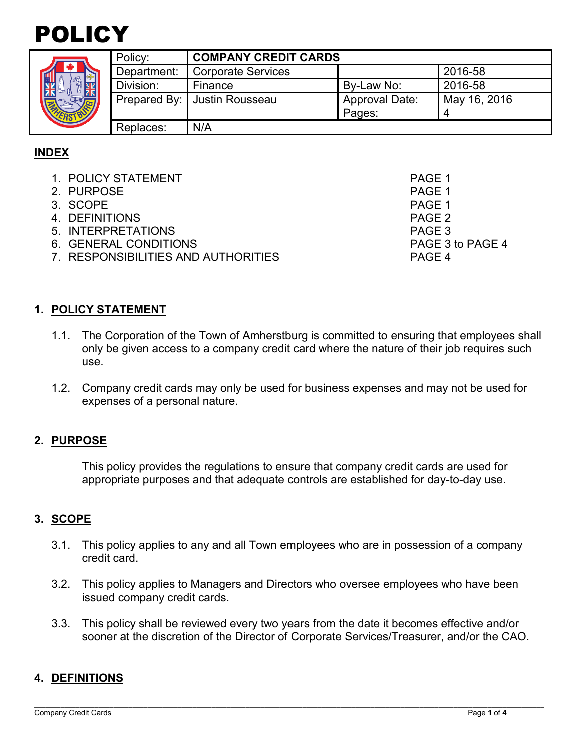# POLICY

| | | | |
|---|---|---|---|
| Policy: | **COMPANY CREDIT CARDS** | | |
| Department: | Corporate Services | | 2016-58 |
| Division: | Finance | By-Law No: | 2016-58 |
| Prepared By: | Justin Rousseau | Approval Date: | May 16, 2016 |
| | | Pages: | 4 |
| Replaces: | N/A | | |

## INDEX

1. POLICY STATEMENT — PAGE 1
2. PURPOSE — PAGE 1
3. SCOPE — PAGE 1
4. DEFINITIONS — PAGE 2
5. INTERPRETATIONS — PAGE 3
6. GENERAL CONDITIONS — PAGE 3 to PAGE 4
7. RESPONSIBILITIES AND AUTHORITIES — PAGE 4

## 1. POLICY STATEMENT

1.1. The Corporation of the Town of Amherstburg is committed to ensuring that employees shall only be given access to a company credit card where the nature of their job requires such use.

1.2. Company credit cards may only be used for business expenses and may not be used for expenses of a personal nature.

## 2. PURPOSE

This policy provides the regulations to ensure that company credit cards are used for appropriate purposes and that adequate controls are established for day-to-day use.

## 3. SCOPE

3.1. This policy applies to any and all Town employees who are in possession of a company credit card.

3.2. This policy applies to Managers and Directors who oversee employees who have been issued company credit cards.

3.3. This policy shall be reviewed every two years from the date it becomes effective and/or sooner at the discretion of the Director of Corporate Services/Treasurer, and/or the CAO.

## 4. DEFINITIONS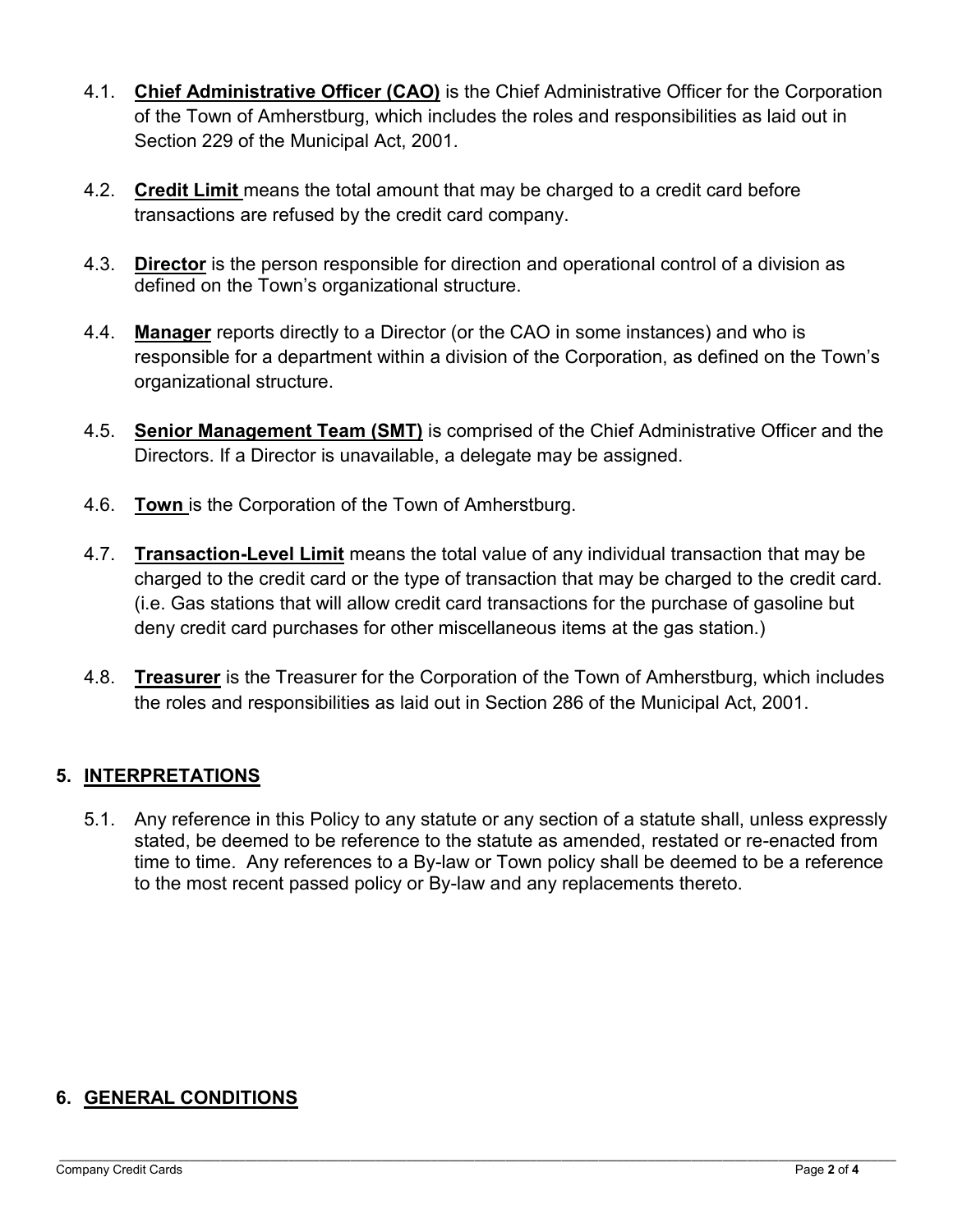4.1. **Chief Administrative Officer (CAO)** is the Chief Administrative Officer for the Corporation of the Town of Amherstburg, which includes the roles and responsibilities as laid out in Section 229 of the Municipal Act, 2001.

4.2. **Credit Limit** means the total amount that may be charged to a credit card before transactions are refused by the credit card company.

4.3. **Director** is the person responsible for direction and operational control of a division as defined on the Town's organizational structure.

4.4. **Manager** reports directly to a Director (or the CAO in some instances) and who is responsible for a department within a division of the Corporation, as defined on the Town's organizational structure.

4.5. **Senior Management Team (SMT)** is comprised of the Chief Administrative Officer and the Directors. If a Director is unavailable, a delegate may be assigned.

4.6. **Town** is the Corporation of the Town of Amherstburg.

4.7. **Transaction-Level Limit** means the total value of any individual transaction that may be charged to the credit card or the type of transaction that may be charged to the credit card. (i.e. Gas stations that will allow credit card transactions for the purchase of gasoline but deny credit card purchases for other miscellaneous items at the gas station.)

4.8. **Treasurer** is the Treasurer for the Corporation of the Town of Amherstburg, which includes the roles and responsibilities as laid out in Section 286 of the Municipal Act, 2001.

## 5. INTERPRETATIONS

5.1. Any reference in this Policy to any statute or any section of a statute shall, unless expressly stated, be deemed to be reference to the statute as amended, restated or re-enacted from time to time. Any references to a By-law or Town policy shall be deemed to be a reference to the most recent passed policy or By-law and any replacements thereto.

## 6. GENERAL CONDITIONS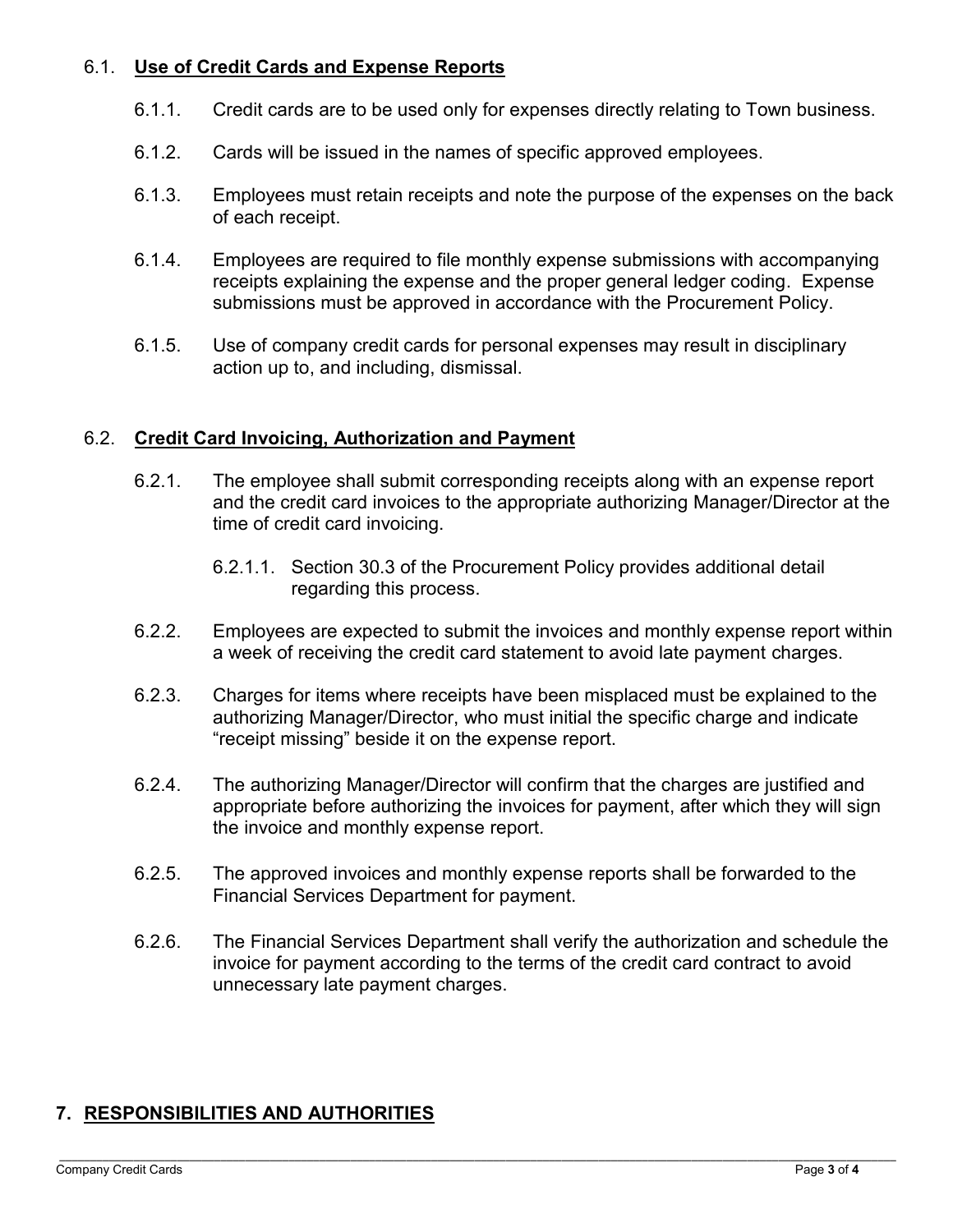### 6.1. **Use of Credit Cards and Expense Reports**

6.1.1. Credit cards are to be used only for expenses directly relating to Town business.

6.1.2. Cards will be issued in the names of specific approved employees.

6.1.3. Employees must retain receipts and note the purpose of the expenses on the back of each receipt.

6.1.4. Employees are required to file monthly expense submissions with accompanying receipts explaining the expense and the proper general ledger coding. Expense submissions must be approved in accordance with the Procurement Policy.

6.1.5. Use of company credit cards for personal expenses may result in disciplinary action up to, and including, dismissal.

### 6.2. **Credit Card Invoicing, Authorization and Payment**

6.2.1. The employee shall submit corresponding receipts along with an expense report and the credit card invoices to the appropriate authorizing Manager/Director at the time of credit card invoicing.

6.2.1.1. Section 30.3 of the Procurement Policy provides additional detail regarding this process.

6.2.2. Employees are expected to submit the invoices and monthly expense report within a week of receiving the credit card statement to avoid late payment charges.

6.2.3. Charges for items where receipts have been misplaced must be explained to the authorizing Manager/Director, who must initial the specific charge and indicate "receipt missing" beside it on the expense report.

6.2.4. The authorizing Manager/Director will confirm that the charges are justified and appropriate before authorizing the invoices for payment, after which they will sign the invoice and monthly expense report.

6.2.5. The approved invoices and monthly expense reports shall be forwarded to the Financial Services Department for payment.

6.2.6. The Financial Services Department shall verify the authorization and schedule the invoice for payment according to the terms of the credit card contract to avoid unnecessary late payment charges.

## 7. **RESPONSIBILITIES AND AUTHORITIES**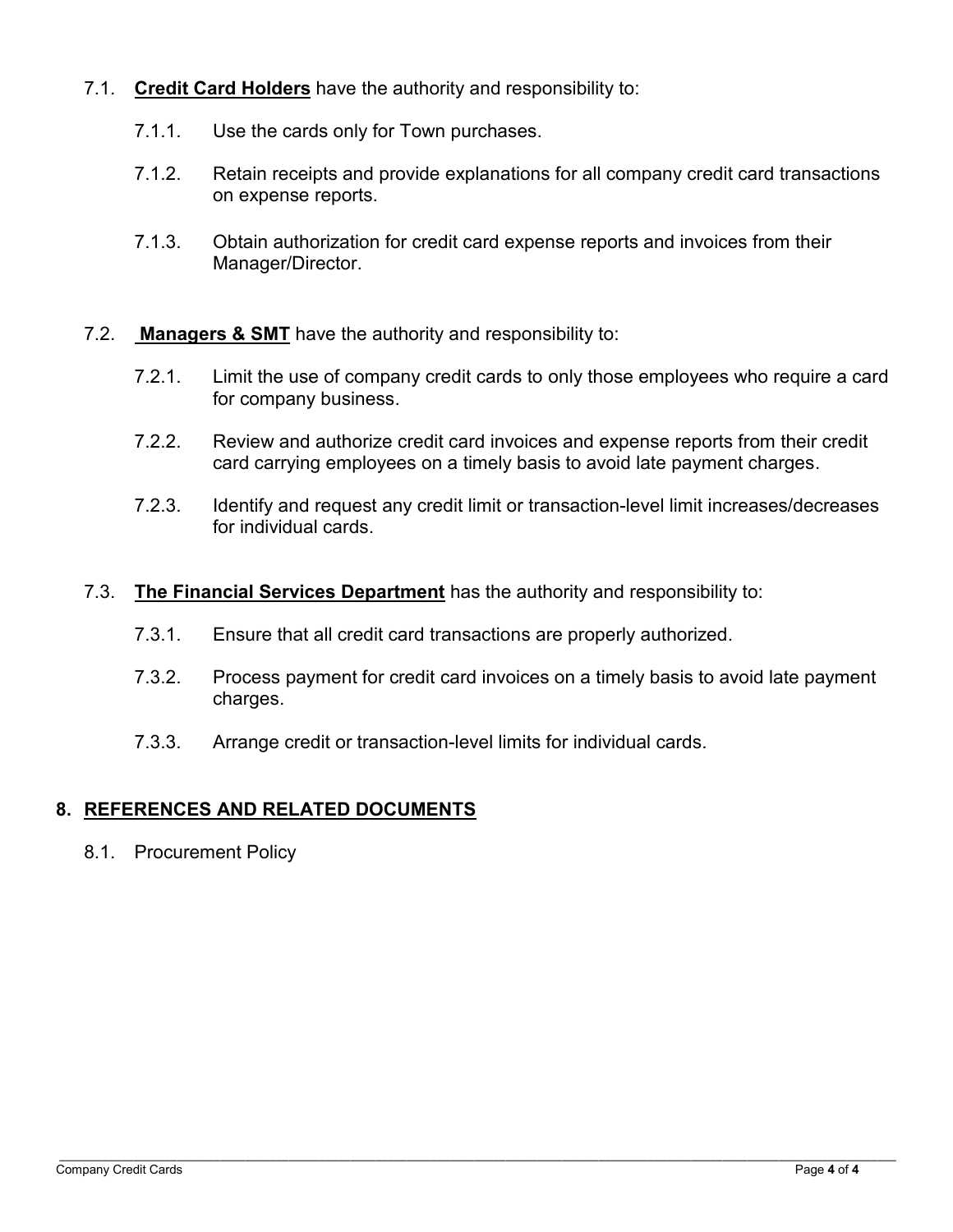7.1. **Credit Card Holders** have the authority and responsibility to:

7.1.1. Use the cards only for Town purchases.

7.1.2. Retain receipts and provide explanations for all company credit card transactions on expense reports.

7.1.3. Obtain authorization for credit card expense reports and invoices from their Manager/Director.

7.2. **Managers & SMT** have the authority and responsibility to:

7.2.1. Limit the use of company credit cards to only those employees who require a card for company business.

7.2.2. Review and authorize credit card invoices and expense reports from their credit card carrying employees on a timely basis to avoid late payment charges.

7.2.3. Identify and request any credit limit or transaction-level limit increases/decreases for individual cards.

7.3. **The Financial Services Department** has the authority and responsibility to:

7.3.1. Ensure that all credit card transactions are properly authorized.

7.3.2. Process payment for credit card invoices on a timely basis to avoid late payment charges.

7.3.3. Arrange credit or transaction-level limits for individual cards.

## 8. REFERENCES AND RELATED DOCUMENTS

8.1. Procurement Policy